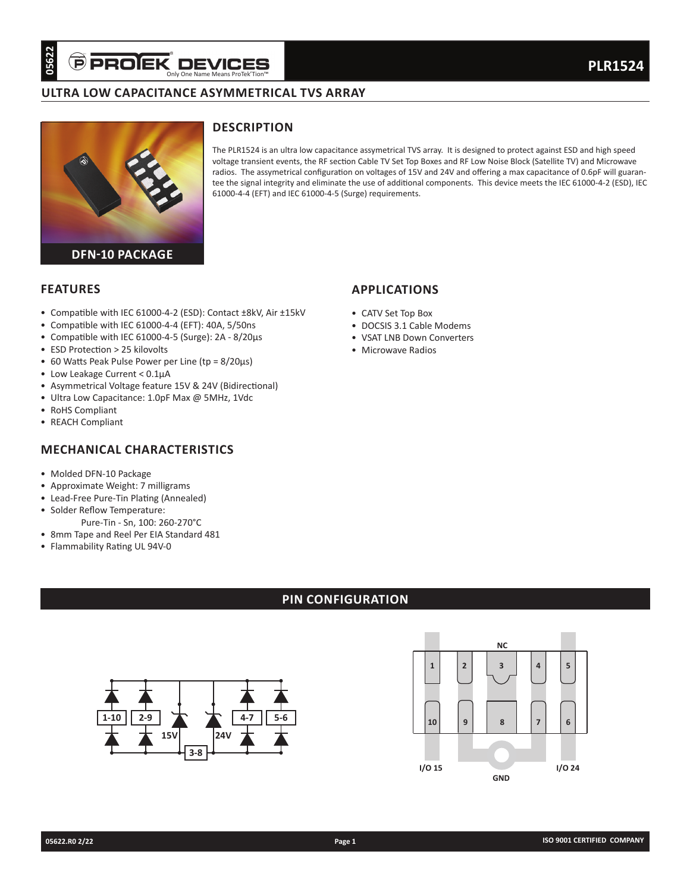# PLR1524

## ULTRA LOW CAPACITANCE ASYMMETRICAL TVS ARRAY

DFN-10 PACKAGE

## DESCRIPTION

The PLR1524 is an ultra low capacitance assymetrical TVS array. It is designed to protect against ESD and high speed voltage transient events, the RF section Cable TV Set Top Boxes and RF Low Noise Block (Satellite TV) and Microwave radios. The assymetrical configuration on voltages of 15V and 24V and offering a max capacitance of 0.6pF will guarantee the signal integrity and eliminate the use of additional components. This device meets the IEC 61000-4-2 (ESD), IEC 61000-4-4 (EFT) and IEC 61000-4-5 (Surge) requirements.

## FEATURES

- Compatible with IEC 61000-4-2 (ESD): Contact ±8kV, Air ±15kV
- Compatible with IEC 61000-4-4 (EFT): 40A, 5/50ns
- Compatible with IEC 61000-4-5 (Surge): 2A - 8/20µs
- ESD Protection > 25 kilovolts
- 60 Watts Peak Pulse Power per Line (tp = 8/20µs)
- Low Leakage Current < 0.1µA
- Asymmetrical Voltage feature 15V & 24V (Bidirectional)
- Ultra Low Capacitance: 1.0pF Max @ 5MHz, 1Vdc
- RoHS Compliant
- REACH Compliant

## APPLICATIONS

- CATV Set Top Box
- DOCSIS 3.1 Cable Modems
- VSAT LNB Down Converters
- Microwave Radios

## MECHANICAL CHARACTERISTICS

- Molded DFN-10 Package
- Approximate Weight: 7 milligrams
- Lead-Free Pure-Tin Plating (Annealed)
- Solder Reflow Temperature:
  Pure-Tin - Sn, 100: 260-270°C
- 8mm Tape and Reel Per EIA Standard 481
- Flammability Rating UL 94V-0

## PIN CONFIGURATION

1-10 | 2-9 | 15V | 3-8 | 24V | 4-7 | 5-6

NC: 3 — Pins 1, 2, 3, 4, 5 / 10, 9, 8, 7, 6

I/O 15 | GND | I/O 24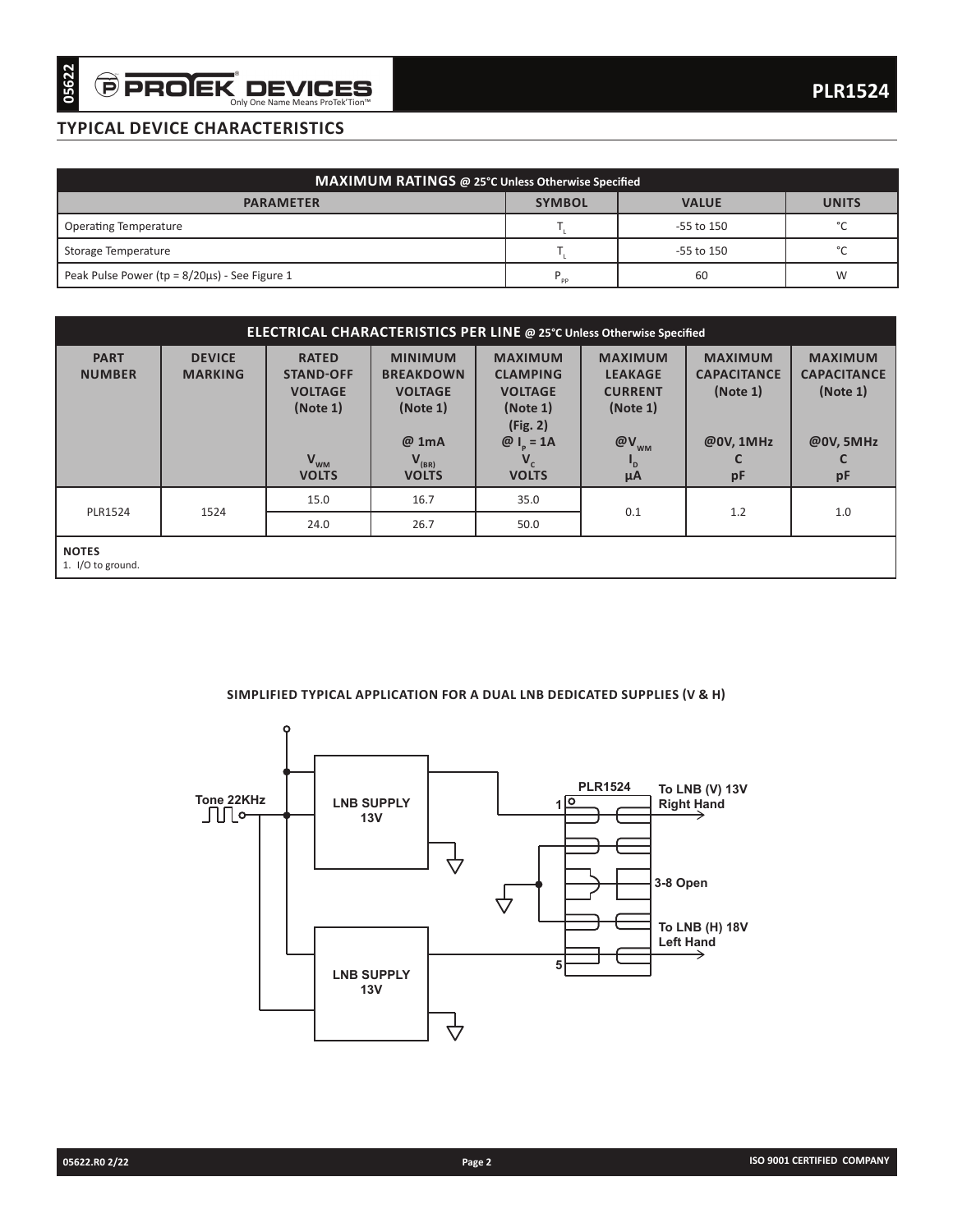## TYPICAL DEVICE CHARACTERISTICS

| MAXIMUM RATINGS @ 25°C Unless Otherwise Specified | | | |
|---|---|---|---|
| **PARAMETER** | **SYMBOL** | **VALUE** | **UNITS** |
| Operating Temperature | $T_L$ | -55 to 150 | °C |
| Storage Temperature | $T_L$ | -55 to 150 | °C |
| Peak Pulse Power (tp = 8/20µs) - See Figure 1 | $P_{PP}$ | 60 | W |

**ELECTRICAL CHARACTERISTICS PER LINE @ 25°C Unless Otherwise Specified**

| PART NUMBER | DEVICE MARKING | RATED STAND-OFF VOLTAGE (Note 1) $V_{WM}$ VOLTS | MINIMUM BREAKDOWN VOLTAGE (Note 1) @ 1mA $V_{(BR)}$ VOLTS | MAXIMUM CLAMPING VOLTAGE (Note 1) (Fig. 2) @ $I_P$ = 1A $V_C$ VOLTS | MAXIMUM LEAKAGE CURRENT (Note 1) @$V_{WM}$ $I_D$ µA | MAXIMUM CAPACITANCE (Note 1) @0V, 1MHz C pF | MAXIMUM CAPACITANCE (Note 1) @0V, 5MHz C pF |
|---|---|---|---|---|---|---|---|
| PLR1524 | 1524 | 15.0 | 16.7 | 35.0 | 0.1 | 1.2 | 1.0 |
| | | 24.0 | 26.7 | 50.0 | | | |

**NOTES**
1. I/O to ground.

**SIMPLIFIED TYPICAL APPLICATION FOR A DUAL LNB DEDICATED SUPPLIES (V & H)**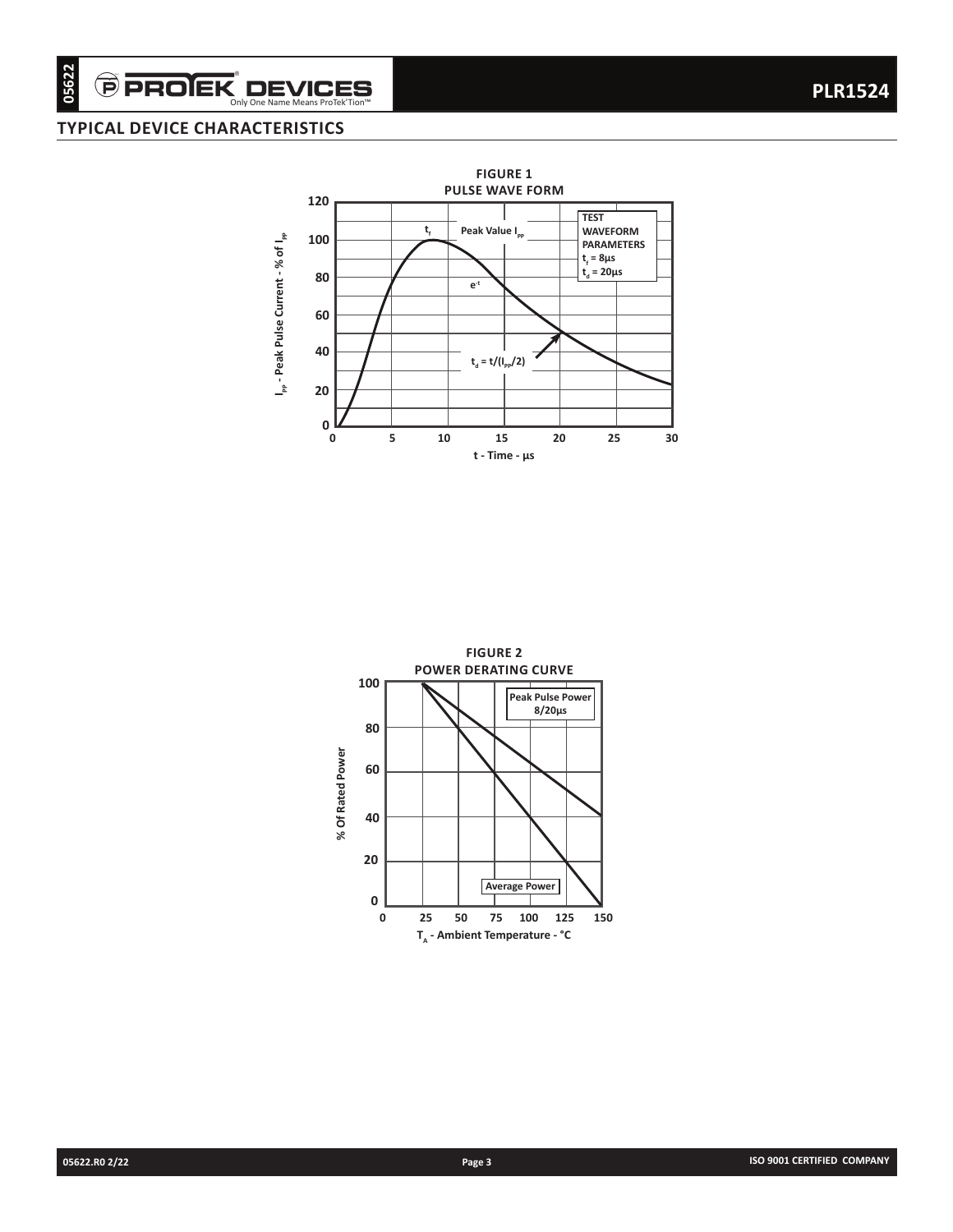## TYPICAL DEVICE CHARACTERISTICS

**FIGURE 1**
**PULSE WAVE FORM**

$I_{PP}$ - Peak Pulse Current - % of $I_{PP}$

t - Time - µs

$t_f$ Peak Value $I_{PP}$

$e^{-t}$

$t_d = t/(I_{PP}/2)$

TEST WAVEFORM PARAMETERS
$t_f = 8\mu s$
$t_d = 20\mu s$

**FIGURE 2**
**POWER DERATING CURVE**

% Of Rated Power

$T_A$ - Ambient Temperature - °C

Peak Pulse Power 8/20µs

Average Power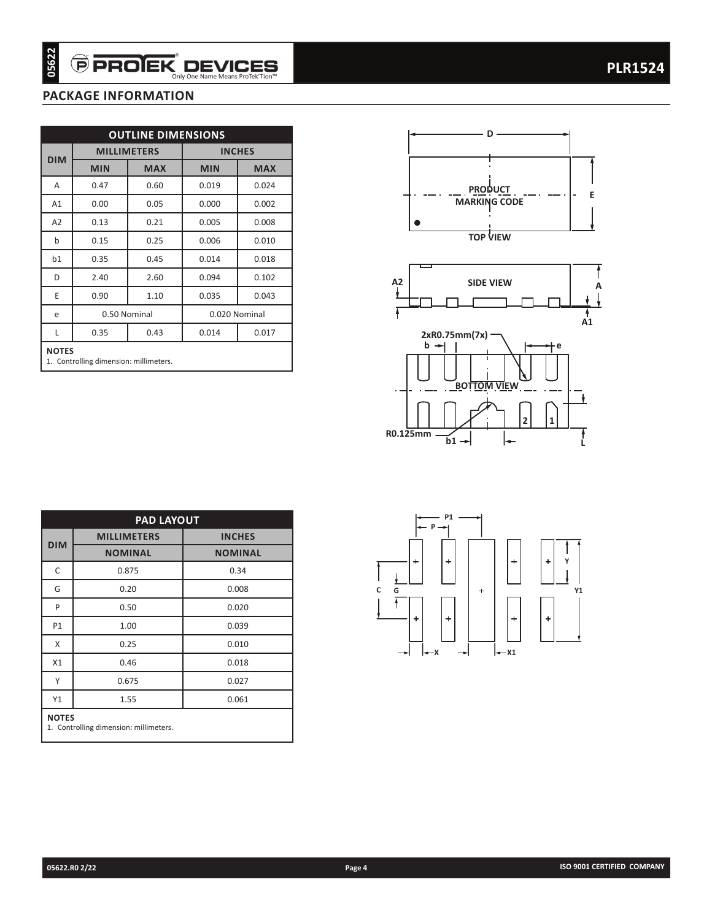## PACKAGE INFORMATION

| DIM | MILLIMETERS | | INCHES | |
|---|---|---|---|---|
| | MIN | MAX | MIN | MAX |
| A | 0.47 | 0.60 | 0.019 | 0.024 |
| A1 | 0.00 | 0.05 | 0.000 | 0.002 |
| A2 | 0.13 | 0.21 | 0.005 | 0.008 |
| b | 0.15 | 0.25 | 0.006 | 0.010 |
| b1 | 0.35 | 0.45 | 0.014 | 0.018 |
| D | 2.40 | 2.60 | 0.094 | 0.102 |
| E | 0.90 | 1.10 | 0.035 | 0.043 |
| e | 0.50 Nominal | | 0.020 Nominal | |
| L | 0.35 | 0.43 | 0.014 | 0.017 |

**OUTLINE DIMENSIONS**

**NOTES**
1. Controlling dimension: millimeters.

**PAD LAYOUT**

| DIM | MILLIMETERS | INCHES |
|---|---|---|
| | NOMINAL | NOMINAL |
| C | 0.875 | 0.34 |
| G | 0.20 | 0.008 |
| P | 0.50 | 0.020 |
| P1 | 1.00 | 0.039 |
| X | 0.25 | 0.010 |
| X1 | 0.46 | 0.018 |
| Y | 0.675 | 0.027 |
| Y1 | 1.55 | 0.061 |

**NOTES**
1. Controlling dimension: millimeters.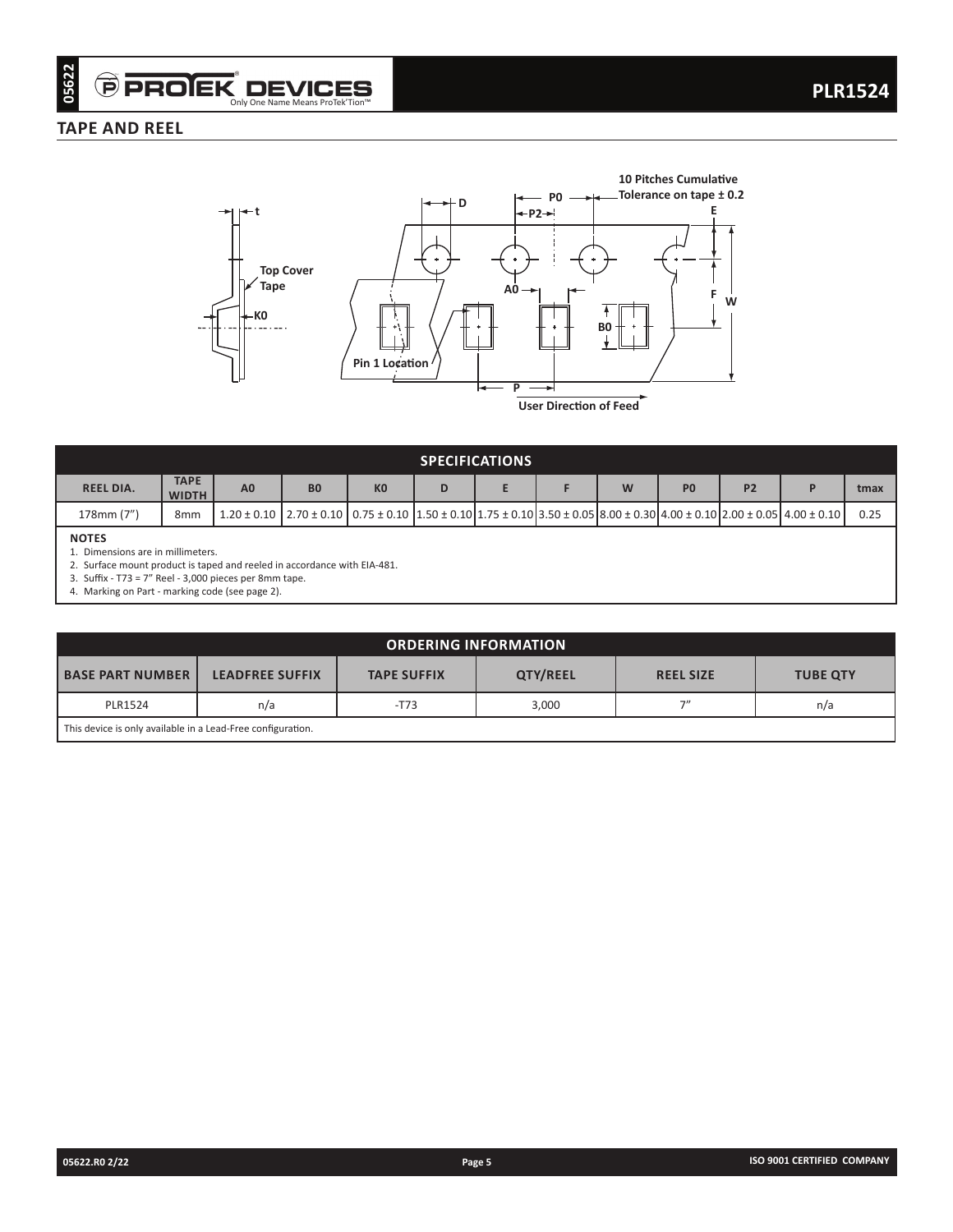## TAPE AND REEL

| SPECIFICATIONS | | | | | | | | | | | | |
|---|---|---|---|---|---|---|---|---|---|---|---|---|
| REEL DIA. | TAPE WIDTH | A0 | B0 | K0 | D | E | F | W | P0 | P2 | P | tmax |
| 178mm (7") | 8mm | 1.20 ± 0.10 | 2.70 ± 0.10 | 0.75 ± 0.10 | 1.50 ± 0.10 | 1.75 ± 0.10 | 3.50 ± 0.05 | 8.00 ± 0.30 | 4.00 ± 0.10 | 2.00 ± 0.05 | 4.00 ± 0.10 | 0.25 |

**NOTES**

1. Dimensions are in millimeters.
2. Surface mount product is taped and reeled in accordance with EIA-481.
3. Suffix - T73 = 7" Reel - 3,000 pieces per 8mm tape.
4. Marking on Part - marking code (see page 2).

| ORDERING INFORMATION | | | | | |
|---|---|---|---|---|---|
| BASE PART NUMBER | LEADFREE SUFFIX | TAPE SUFFIX | QTY/REEL | REEL SIZE | TUBE QTY |
| PLR1524 | n/a | -T73 | 3,000 | 7" | n/a |

This device is only available in a Lead-Free configuration.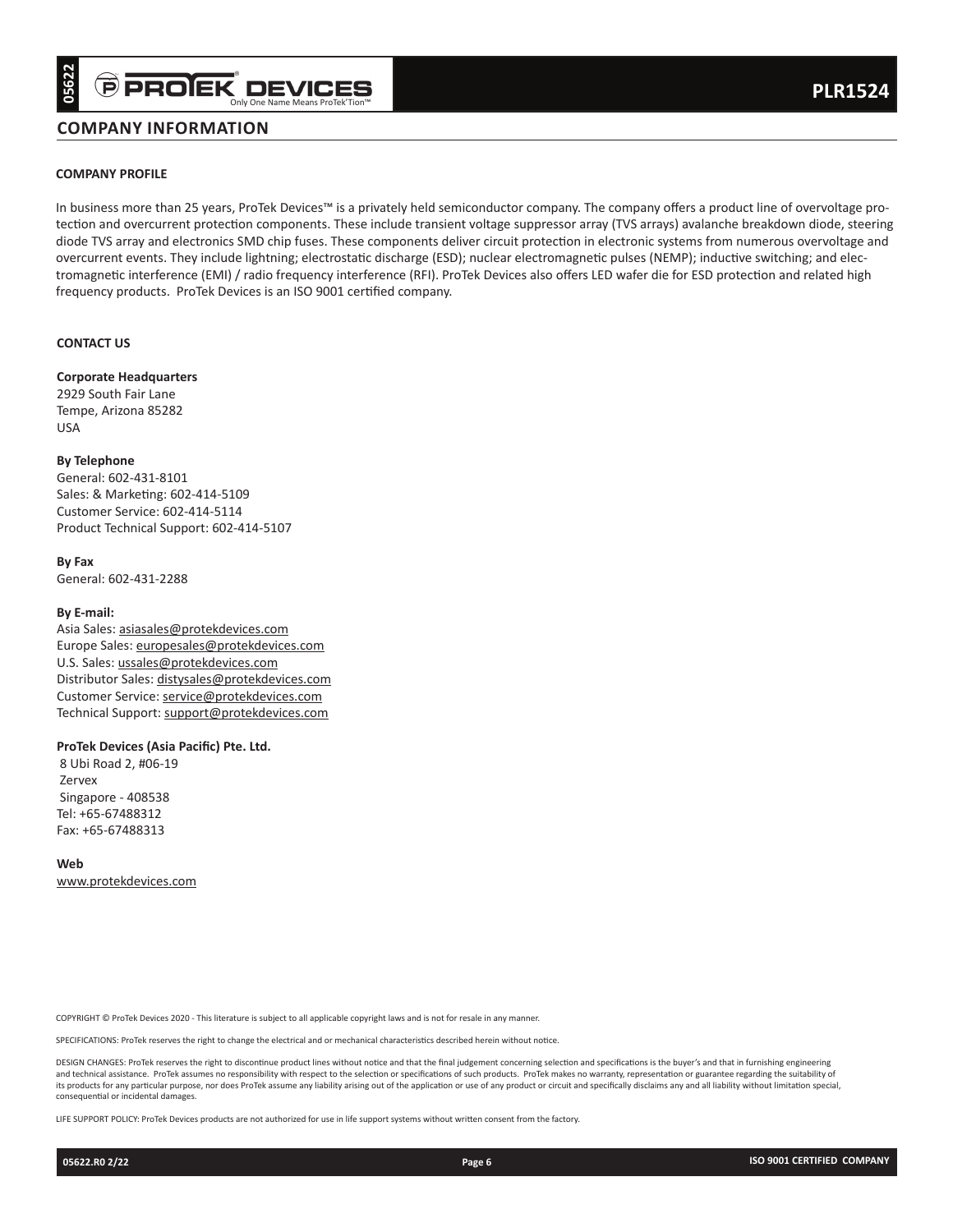## COMPANY INFORMATION

### COMPANY PROFILE

In business more than 25 years, ProTek Devices™ is a privately held semiconductor company. The company offers a product line of overvoltage protection and overcurrent protection components. These include transient voltage suppressor array (TVS arrays) avalanche breakdown diode, steering diode TVS array and electronics SMD chip fuses. These components deliver circuit protection in electronic systems from numerous overvoltage and overcurrent events. They include lightning; electrostatic discharge (ESD); nuclear electromagnetic pulses (NEMP); inductive switching; and electromagnetic interference (EMI) / radio frequency interference (RFI). ProTek Devices also offers LED wafer die for ESD protection and related high frequency products. ProTek Devices is an ISO 9001 certified company.

### CONTACT US

**Corporate Headquarters**
2929 South Fair Lane
Tempe, Arizona 85282
USA

**By Telephone**
General: 602-431-8101
Sales: & Marketing: 602-414-5109
Customer Service: 602-414-5114
Product Technical Support: 602-414-5107

**By Fax**
General: 602-431-2288

**By E-mail:**
Asia Sales: asiasales@protekdevices.com
Europe Sales: europesales@protekdevices.com
U.S. Sales: ussales@protekdevices.com
Distributor Sales: distysales@protekdevices.com
Customer Service: service@protekdevices.com
Technical Support: support@protekdevices.com

**ProTek Devices (Asia Pacific) Pte. Ltd.**
8 Ubi Road 2, #06-19
Zervex
Singapore - 408538
Tel: +65-67488312
Fax: +65-67488313

**Web**
www.protekdevices.com

COPYRIGHT © ProTek Devices 2020 - This literature is subject to all applicable copyright laws and is not for resale in any manner.

SPECIFICATIONS: ProTek reserves the right to change the electrical and or mechanical characteristics described herein without notice.

DESIGN CHANGES: ProTek reserves the right to discontinue product lines without notice and that the final judgement concerning selection and specifications is the buyer's and that in furnishing engineering and technical assistance. ProTek assumes no responsibility with respect to the selection or specifications of such products. ProTek makes no warranty, representation or guarantee regarding the suitability of its products for any particular purpose, nor does ProTek assume any liability arising out of the application or use of any product or circuit and specifically disclaims any and all liability without limitation special, consequential or incidental damages.

LIFE SUPPORT POLICY: ProTek Devices products are not authorized for use in life support systems without written consent from the factory.